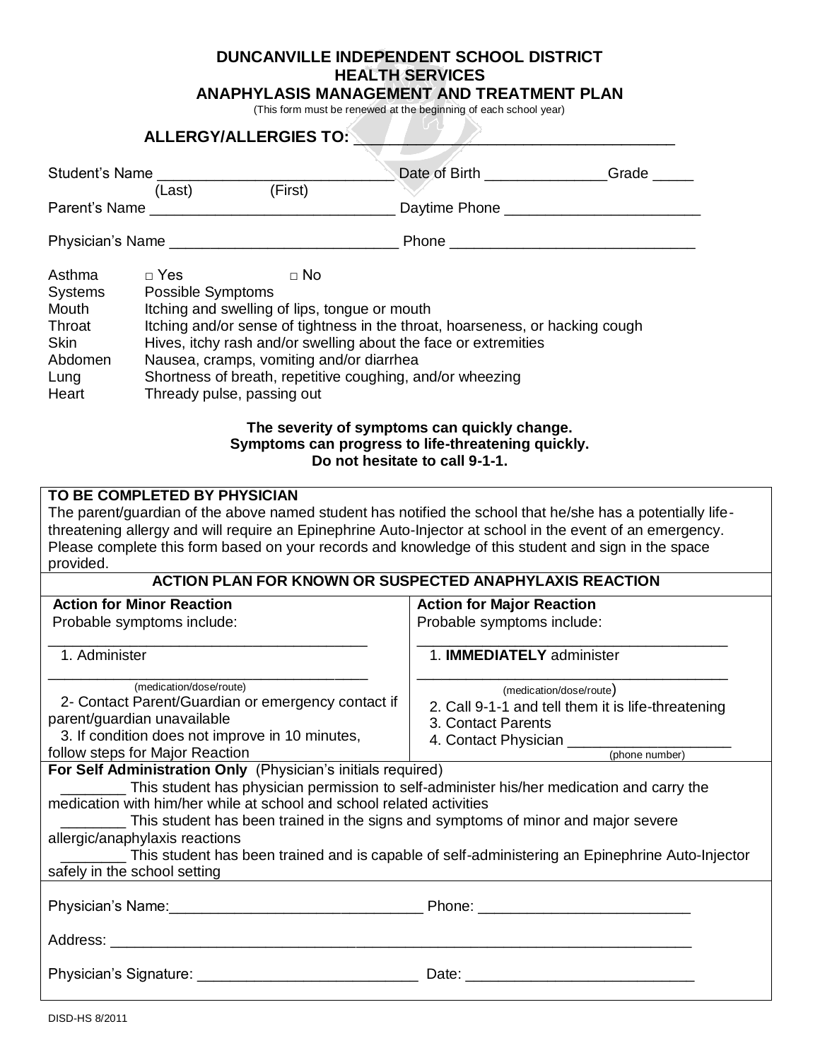# DUNCANVILLE INDEPENDENT SCHOOL DISTRICT
## HEALTH SERVICES
## ANAPHYLASIS MANAGEMENT AND TREATMENT PLAN

(This form must be renewed at the beginning of each school year)

**ALLERGY/ALLERGIES TO:** ___________________________________

Student's Name ___________________________ Date of Birth ______________ Grade _____
(Last) (First)

Parent's Name _____________________________ Daytime Phone _______________________

Physician's Name ___________________________ Phone _____________________________

Asthma □ Yes □ No

| Systems | Possible Symptoms |
|---|---|
| Mouth | Itching and swelling of lips, tongue or mouth |
| Throat | Itching and/or sense of tightness in the throat, hoarseness, or hacking cough |
| Skin | Hives, itchy rash and/or swelling about the face or extremities |
| Abdomen | Nausea, cramps, vomiting and/or diarrhea |
| Lung | Shortness of breath, repetitive coughing, and/or wheezing |
| Heart | Thready pulse, passing out |

**The severity of symptoms can quickly change.**
**Symptoms can progress to life-threatening quickly.**
**Do not hesitate to call 9-1-1.**

**TO BE COMPLETED BY PHYSICIAN**

The parent/guardian of the above named student has notified the school that he/she has a potentially life-threatening allergy and will require an Epinephrine Auto-Injector at school in the event of an emergency. Please complete this form based on your records and knowledge of this student and sign in the space provided.

**ACTION PLAN FOR KNOWN OR SUSPECTED ANAPHYLAXIS REACTION**

| **Action for Minor Reaction** | **Action for Major Reaction** |
|---|---|
| Probable symptoms include: | Probable symptoms include: |
| ____________________________________ | ____________________________________ |
| 1. Administer | 1. **IMMEDIATELY** administer |
| ____________________________________ (medication/dose/route) | ____________________________________ (medication/dose/route) |
| 2- Contact Parent/Guardian or emergency contact if parent/guardian unavailable | 2. Call 9-1-1 and tell them it is life-threatening |
| 3. If condition does not improve in 10 minutes, follow steps for Major Reaction | 3. Contact Parents |
| | 4. Contact Physician __________________ (phone number) |

**For Self Administration Only** (Physician's initials required)

________ This student has physician permission to self-administer his/her medication and carry the medication with him/her while at school and school related activities

________ This student has been trained in the signs and symptoms of minor and major severe allergic/anaphylaxis reactions

________ This student has been trained and is capable of self-administering an Epinephrine Auto-Injector safely in the school setting

Physician's Name:______________________________ Phone: _________________________

Address: ________________________________________________________________________

Physician's Signature: ___________________________ Date: ___________________________

DISD-HS 8/2011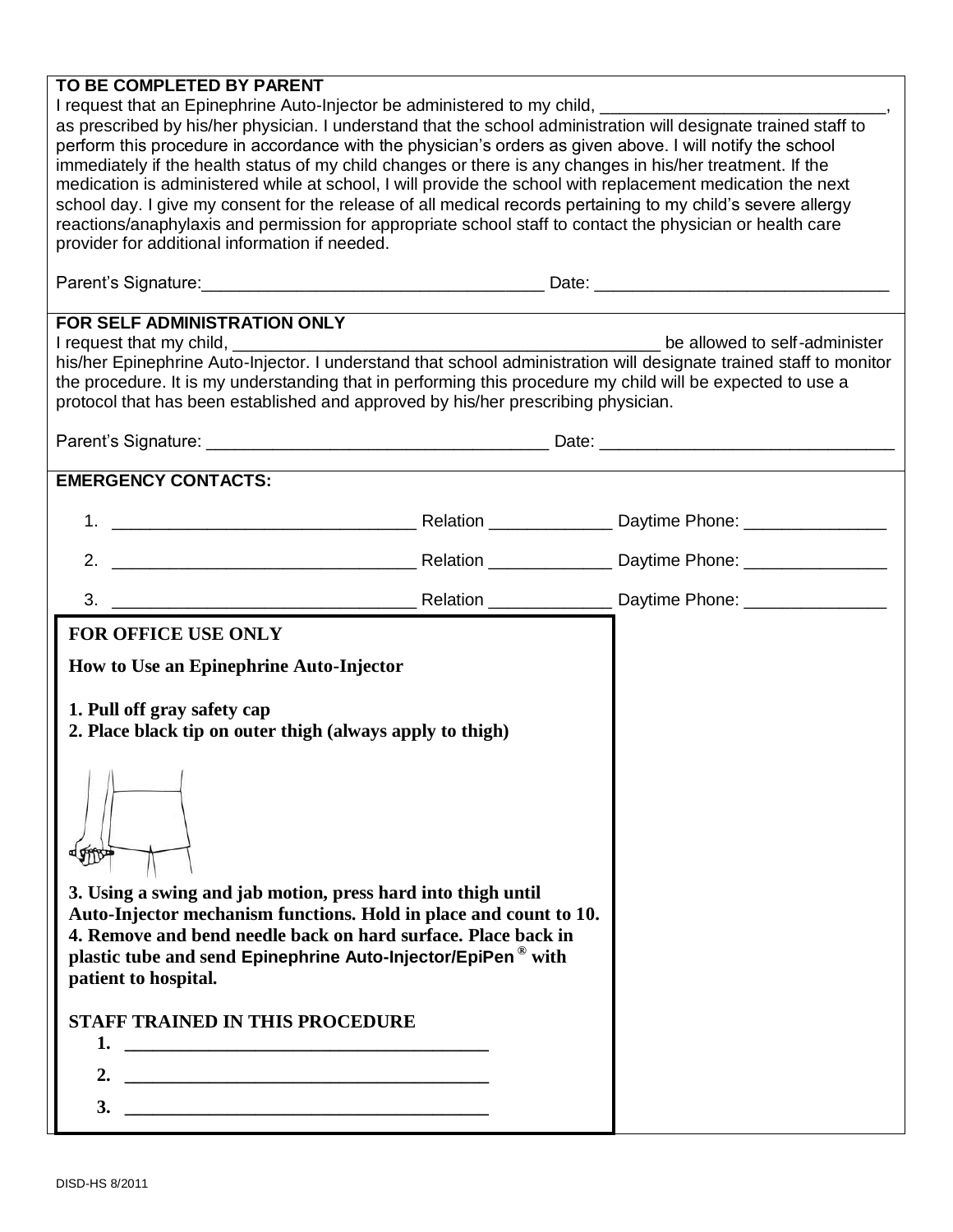**TO BE COMPLETED BY PARENT**

I request that an Epinephrine Auto-Injector be administered to my child, ______________________________, as prescribed by his/her physician. I understand that the school administration will designate trained staff to perform this procedure in accordance with the physician's orders as given above. I will notify the school immediately if the health status of my child changes or there is any changes in his/her treatment. If the medication is administered while at school, I will provide the school with replacement medication the next school day. I give my consent for the release of all medical records pertaining to my child's severe allergy reactions/anaphylaxis and permission for appropriate school staff to contact the physician or health care provider for additional information if needed.

Parent's Signature:___________________________________ Date: ______________________________

**FOR SELF ADMINISTRATION ONLY**

I request that my child, _____________________________________________ be allowed to self-administer his/her Epinephrine Auto-Injector. I understand that school administration will designate trained staff to monitor the procedure. It is my understanding that in performing this procedure my child will be expected to use a protocol that has been established and approved by his/her prescribing physician.

Parent's Signature: ___________________________________ Date: ______________________________

**EMERGENCY CONTACTS:**

1. _______________________________ Relation ____________ Daytime Phone: _______________
2. _______________________________ Relation ____________ Daytime Phone: _______________
3. _______________________________ Relation ____________ Daytime Phone: _______________

**FOR OFFICE USE ONLY**

**How to Use an Epinephrine Auto-Injector**

**1. Pull off gray safety cap**
**2. Place black tip on outer thigh (always apply to thigh)**

**3. Using a swing and jab motion, press hard into thigh until Auto-Injector mechanism functions. Hold in place and count to 10.**
**4. Remove and bend needle back on hard surface. Place back in plastic tube and send Epinephrine Auto-Injector/EpiPen® with patient to hospital.**

**STAFF TRAINED IN THIS PROCEDURE**

1. ________________________________________
2. ________________________________________
3. ________________________________________

DISD-HS 8/2011